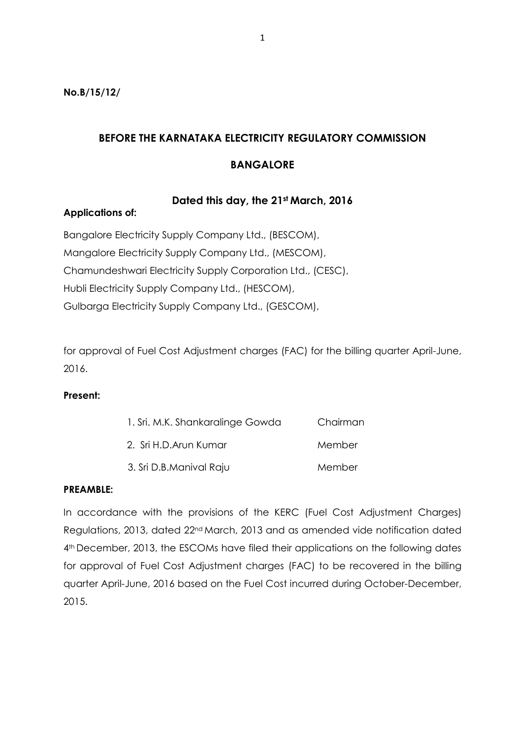**No.B/15/12/**

## BEFORE THE KARNATAKA ELECTRICITY REGULATORY COMMISSION

## BANGALORE

**Dated this day, the 21st March, 2016**

**Applications of:**

Bangalore Electricity Supply Company Ltd., (BESCOM),
Mangalore Electricity Supply Company Ltd., (MESCOM),
Chamundeshwari Electricity Supply Corporation Ltd., (CESC),
Hubli Electricity Supply Company Ltd., (HESCOM),
Gulbarga Electricity Supply Company Ltd., (GESCOM),

for approval of Fuel Cost Adjustment charges (FAC) for the billing quarter April-June, 2016.

**Present:**

| | |
|---|---|
| 1. Sri. M.K. Shankaralinge Gowda | Chairman |
| 2. Sri H.D.Arun Kumar | Member |
| 3. Sri D.B.Manival Raju | Member |

**PREAMBLE:**

In accordance with the provisions of the KERC (Fuel Cost Adjustment Charges) Regulations, 2013, dated 22nd March, 2013 and as amended vide notification dated 4th December, 2013, the ESCOMs have filed their applications on the following dates for approval of Fuel Cost Adjustment charges (FAC) to be recovered in the billing quarter April-June, 2016 based on the Fuel Cost incurred during October-December, 2015.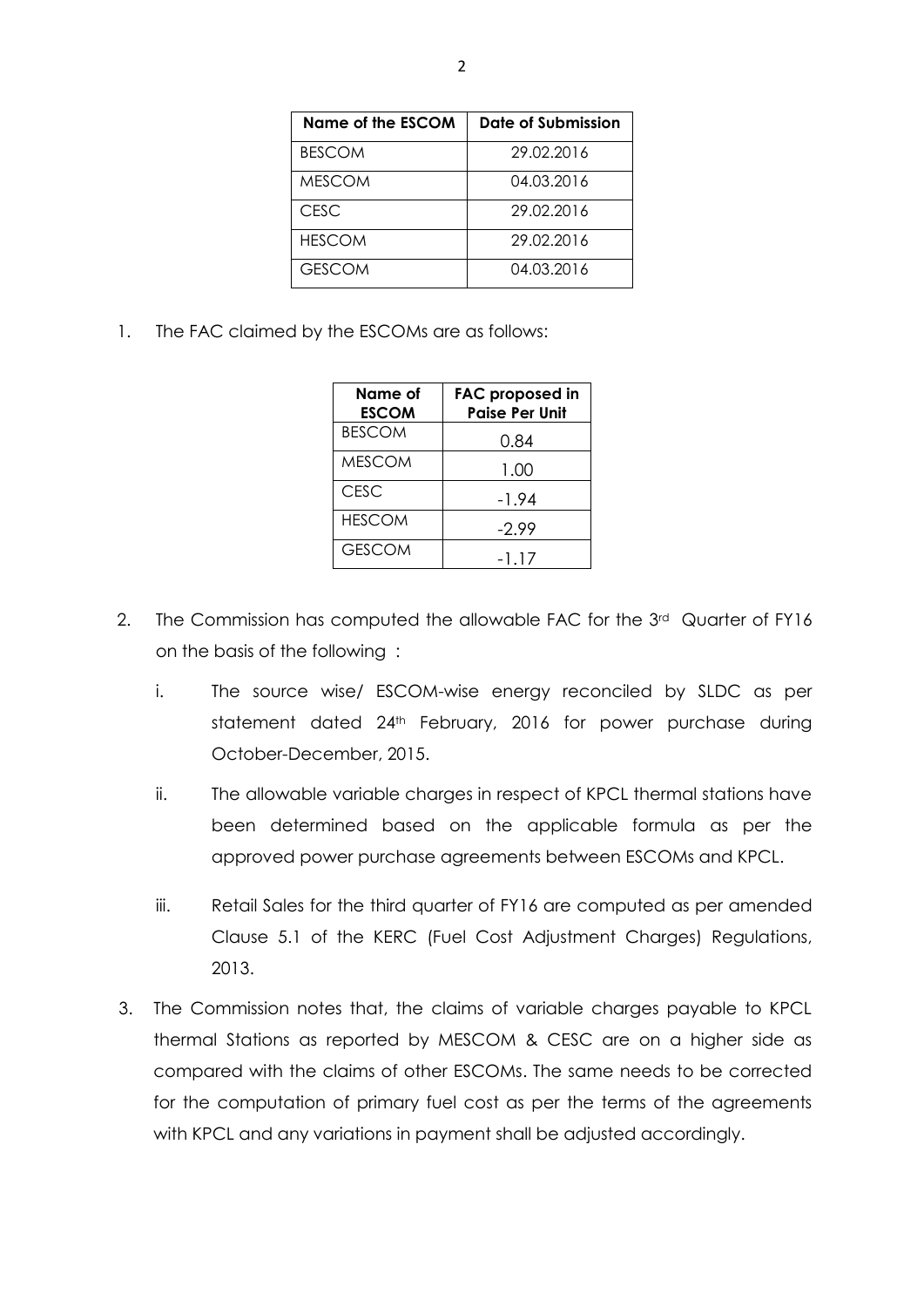| Name of the ESCOM | Date of Submission |
|---|---|
| BESCOM | 29.02.2016 |
| MESCOM | 04.03.2016 |
| CESC | 29.02.2016 |
| HESCOM | 29.02.2016 |
| GESCOM | 04.03.2016 |

1. The FAC claimed by the ESCOMs are as follows:

| Name of ESCOM | FAC proposed in Paise Per Unit |
|---|---|
| BESCOM | 0.84 |
| MESCOM | 1.00 |
| CESC | -1.94 |
| HESCOM | -2.99 |
| GESCOM | -1.17 |

2. The Commission has computed the allowable FAC for the 3rd Quarter of FY16 on the basis of the following :

   i. The source wise/ ESCOM-wise energy reconciled by SLDC as per statement dated 24th February, 2016 for power purchase during October-December, 2015.

   ii. The allowable variable charges in respect of KPCL thermal stations have been determined based on the applicable formula as per the approved power purchase agreements between ESCOMs and KPCL.

   iii. Retail Sales for the third quarter of FY16 are computed as per amended Clause 5.1 of the KERC (Fuel Cost Adjustment Charges) Regulations, 2013.

3. The Commission notes that, the claims of variable charges payable to KPCL thermal Stations as reported by MESCOM & CESC are on a higher side as compared with the claims of other ESCOMs. The same needs to be corrected for the computation of primary fuel cost as per the terms of the agreements with KPCL and any variations in payment shall be adjusted accordingly.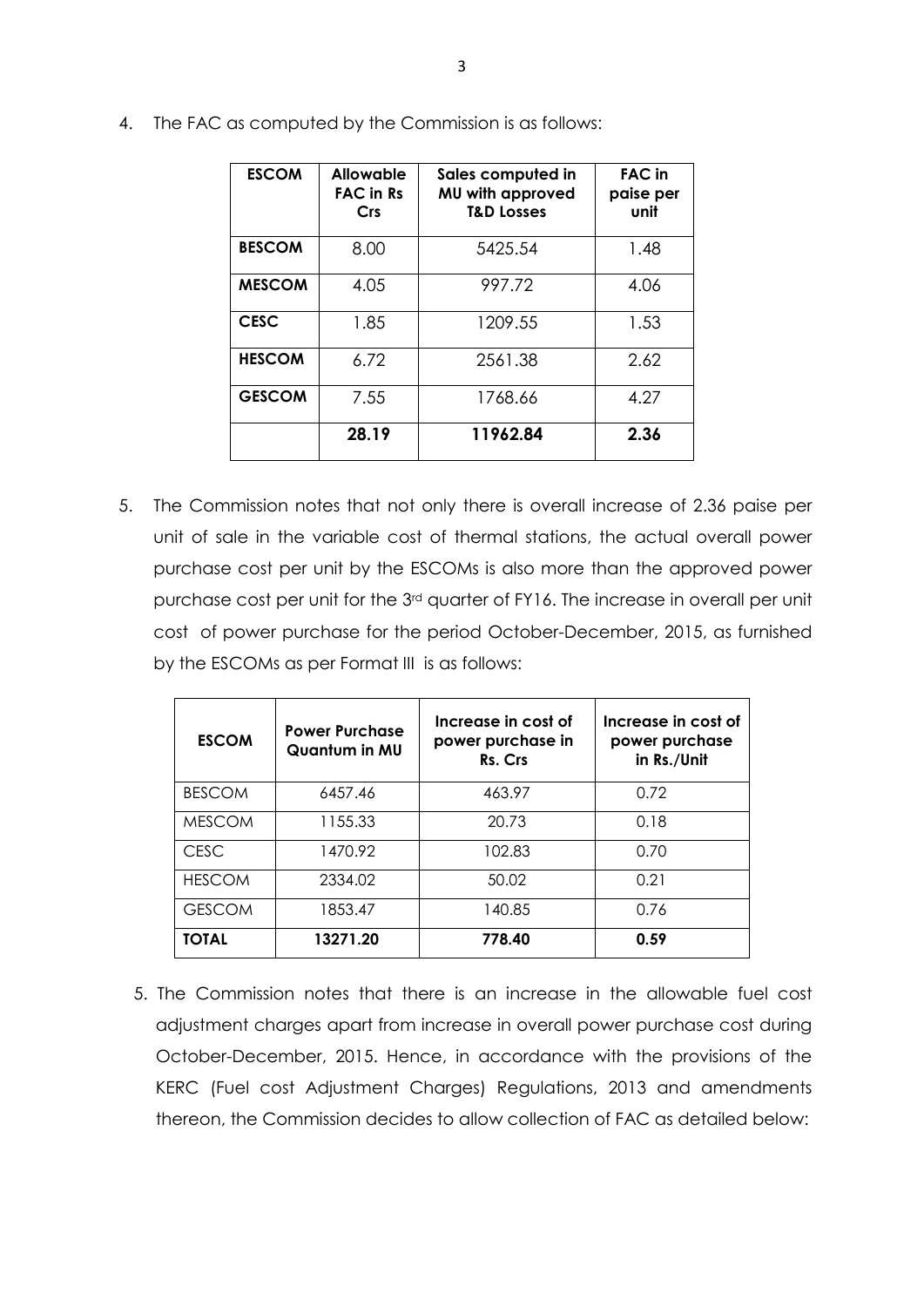4. The FAC as computed by the Commission is as follows:

| ESCOM | Allowable FAC in Rs Crs | Sales computed in MU with approved T&D Losses | FAC in paise per unit |
|---|---|---|---|
| **BESCOM** | 8.00 | 5425.54 | 1.48 |
| **MESCOM** | 4.05 | 997.72 | 4.06 |
| **CESC** | 1.85 | 1209.55 | 1.53 |
| **HESCOM** | 6.72 | 2561.38 | 2.62 |
| **GESCOM** | 7.55 | 1768.66 | 4.27 |
| | **28.19** | **11962.84** | **2.36** |

5. The Commission notes that not only there is overall increase of 2.36 paise per unit of sale in the variable cost of thermal stations, the actual overall power purchase cost per unit by the ESCOMs is also more than the approved power purchase cost per unit for the 3rd quarter of FY16. The increase in overall per unit cost of power purchase for the period October-December, 2015, as furnished by the ESCOMs as per Format III is as follows:

| ESCOM | Power Purchase Quantum in MU | Increase in cost of power purchase in Rs. Crs | Increase in cost of power purchase in Rs./Unit |
|---|---|---|---|
| BESCOM | 6457.46 | 463.97 | 0.72 |
| MESCOM | 1155.33 | 20.73 | 0.18 |
| CESC | 1470.92 | 102.83 | 0.70 |
| HESCOM | 2334.02 | 50.02 | 0.21 |
| GESCOM | 1853.47 | 140.85 | 0.76 |
| **TOTAL** | **13271.20** | **778.40** | **0.59** |

5. The Commission notes that there is an increase in the allowable fuel cost adjustment charges apart from increase in overall power purchase cost during October-December, 2015. Hence, in accordance with the provisions of the KERC (Fuel cost Adjustment Charges) Regulations, 2013 and amendments thereon, the Commission decides to allow collection of FAC as detailed below: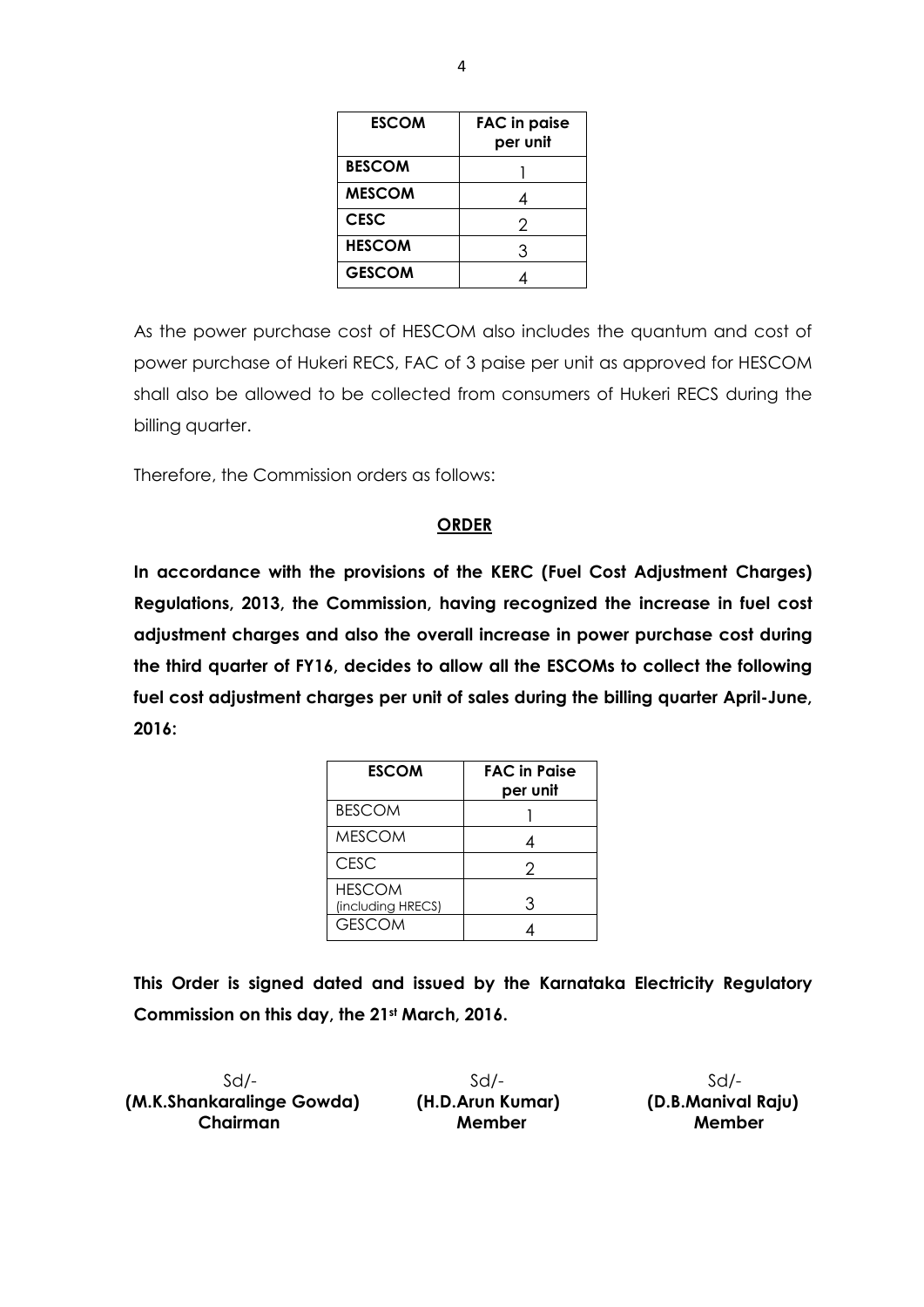| ESCOM | FAC in paise per unit |
|---|---|
| BESCOM | 1 |
| MESCOM | 4 |
| CESC | 2 |
| HESCOM | 3 |
| GESCOM | 4 |

As the power purchase cost of HESCOM also includes the quantum and cost of power purchase of Hukeri RECS, FAC of 3 paise per unit as approved for HESCOM shall also be allowed to be collected from consumers of Hukeri RECS during the billing quarter.

Therefore, the Commission orders as follows:

## ORDER

**In accordance with the provisions of the KERC (Fuel Cost Adjustment Charges) Regulations, 2013, the Commission, having recognized the increase in fuel cost adjustment charges and also the overall increase in power purchase cost during the third quarter of FY16, decides to allow all the ESCOMs to collect the following fuel cost adjustment charges per unit of sales during the billing quarter April-June, 2016:**

| ESCOM | FAC in Paise per unit |
|---|---|
| BESCOM | 1 |
| MESCOM | 4 |
| CESC | 2 |
| HESCOM (including HRECS) | 3 |
| GESCOM | 4 |

**This Order is signed dated and issued by the Karnataka Electricity Regulatory Commission on this day, the 21st March, 2016.**

| Sd/- | Sd/- | Sd/- |
|---|---|---|
| **(M.K.Shankaralinge Gowda)** | **(H.D.Arun Kumar)** | **(D.B.Manival Raju)** |
| **Chairman** | **Member** | **Member** |